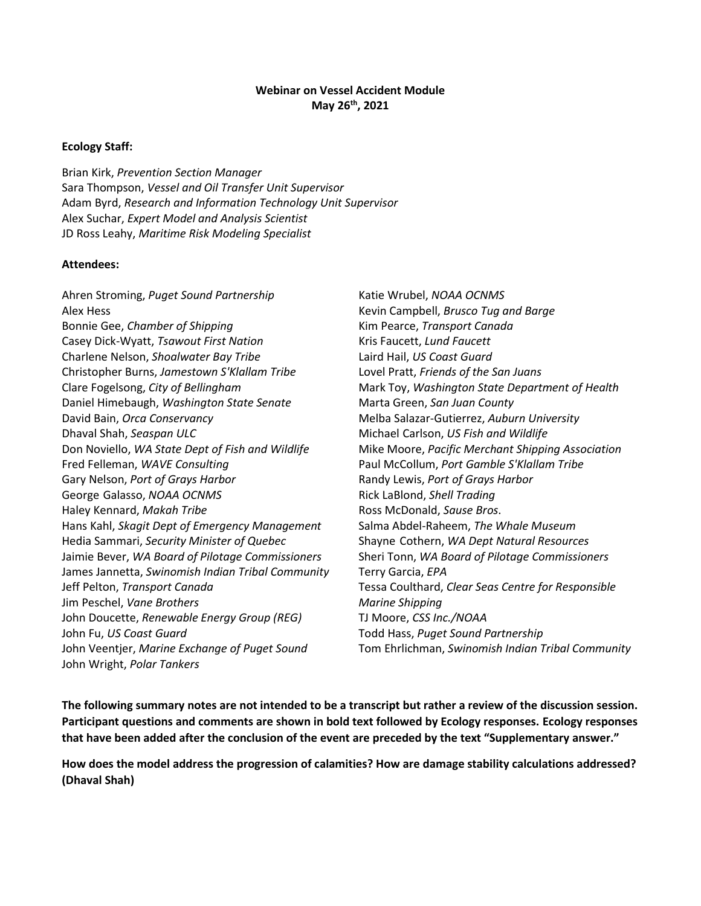**Webinar on Vessel Accident Module**
**May 26th, 2021**

**Ecology Staff:**

Brian Kirk, *Prevention Section Manager*
Sara Thompson, *Vessel and Oil Transfer Unit Supervisor*
Adam Byrd, *Research and Information Technology Unit Supervisor*
Alex Suchar, *Expert Model and Analysis Scientist*
JD Ross Leahy, *Maritime Risk Modeling Specialist*

**Attendees:**

Ahren Stroming, *Puget Sound Partnership*
Alex Hess
Bonnie Gee, *Chamber of Shipping*
Casey Dick-Wyatt, *Tsawout First Nation*
Charlene Nelson, *Shoalwater Bay Tribe*
Christopher Burns, *Jamestown S'Klallam Tribe*
Clare Fogelsong, *City of Bellingham*
Daniel Himebaugh, *Washington State Senate*
David Bain, *Orca Conservancy*
Dhaval Shah, *Seaspan ULC*
Don Noviello, *WA State Dept of Fish and Wildlife*
Fred Felleman, *WAVE Consulting*
Gary Nelson, *Port of Grays Harbor*
George Galasso, *NOAA OCNMS*
Haley Kennard, *Makah Tribe*
Hans Kahl, *Skagit Dept of Emergency Management*
Hedia Sammari, *Security Minister of Quebec*
Jaimie Bever, *WA Board of Pilotage Commissioners*
James Jannetta, *Swinomish Indian Tribal Community*
Jeff Pelton, *Transport Canada*
Jim Peschel, *Vane Brothers*
John Doucette, *Renewable Energy Group (REG)*
John Fu, *US Coast Guard*
John Veentjer, *Marine Exchange of Puget Sound*
John Wright, *Polar Tankers*
Katie Wrubel, *NOAA OCNMS*
Kevin Campbell, *Brusco Tug and Barge*
Kim Pearce, *Transport Canada*
Kris Faucett, *Lund Faucett*
Laird Hail, *US Coast Guard*
Lovel Pratt, *Friends of the San Juans*
Mark Toy, *Washington State Department of Health*
Marta Green, *San Juan County*
Melba Salazar-Gutierrez, *Auburn University*
Michael Carlson, *US Fish and Wildlife*
Mike Moore, *Pacific Merchant Shipping Association*
Paul McCollum, *Port Gamble S'Klallam Tribe*
Randy Lewis, *Port of Grays Harbor*
Rick LaBlond, *Shell Trading*
Ross McDonald, *Sause Bros*.
Salma Abdel-Raheem, *The Whale Museum*
Shayne Cothern, *WA Dept Natural Resources*
Sheri Tonn, *WA Board of Pilotage Commissioners*
Terry Garcia, *EPA*
Tessa Coulthard, *Clear Seas Centre for Responsible Marine Shipping*
TJ Moore, *CSS Inc./NOAA*
Todd Hass, *Puget Sound Partnership*
Tom Ehrlichman, *Swinomish Indian Tribal Community*

**The following summary notes are not intended to be a transcript but rather a review of the discussion session. Participant questions and comments are shown in bold text followed by Ecology responses. Ecology responses that have been added after the conclusion of the event are preceded by the text "Supplementary answer."**

**How does the model address the progression of calamities? How are damage stability calculations addressed? (Dhaval Shah)**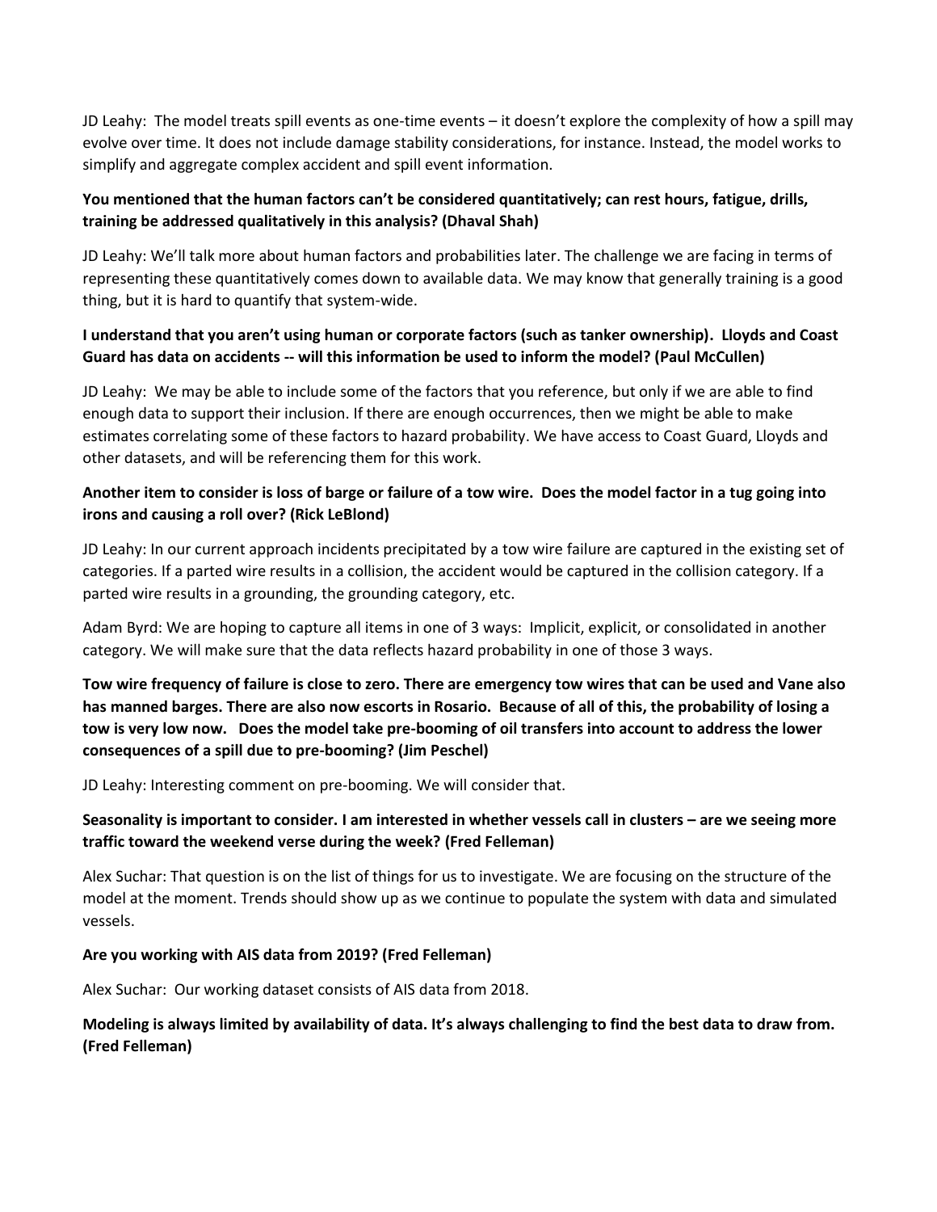JD Leahy: The model treats spill events as one-time events – it doesn't explore the complexity of how a spill may evolve over time. It does not include damage stability considerations, for instance. Instead, the model works to simplify and aggregate complex accident and spill event information.

**You mentioned that the human factors can't be considered quantitatively; can rest hours, fatigue, drills, training be addressed qualitatively in this analysis? (Dhaval Shah)**

JD Leahy: We'll talk more about human factors and probabilities later. The challenge we are facing in terms of representing these quantitatively comes down to available data. We may know that generally training is a good thing, but it is hard to quantify that system-wide.

**I understand that you aren't using human or corporate factors (such as tanker ownership). Lloyds and Coast Guard has data on accidents -- will this information be used to inform the model? (Paul McCullen)**

JD Leahy: We may be able to include some of the factors that you reference, but only if we are able to find enough data to support their inclusion. If there are enough occurrences, then we might be able to make estimates correlating some of these factors to hazard probability. We have access to Coast Guard, Lloyds and other datasets, and will be referencing them for this work.

**Another item to consider is loss of barge or failure of a tow wire. Does the model factor in a tug going into irons and causing a roll over? (Rick LeBlond)**

JD Leahy: In our current approach incidents precipitated by a tow wire failure are captured in the existing set of categories. If a parted wire results in a collision, the accident would be captured in the collision category. If a parted wire results in a grounding, the grounding category, etc.

Adam Byrd: We are hoping to capture all items in one of 3 ways: Implicit, explicit, or consolidated in another category. We will make sure that the data reflects hazard probability in one of those 3 ways.

**Tow wire frequency of failure is close to zero. There are emergency tow wires that can be used and Vane also has manned barges. There are also now escorts in Rosario. Because of all of this, the probability of losing a tow is very low now. Does the model take pre-booming of oil transfers into account to address the lower consequences of a spill due to pre-booming? (Jim Peschel)**

JD Leahy: Interesting comment on pre-booming. We will consider that.

**Seasonality is important to consider. I am interested in whether vessels call in clusters – are we seeing more traffic toward the weekend verse during the week? (Fred Felleman)**

Alex Suchar: That question is on the list of things for us to investigate. We are focusing on the structure of the model at the moment. Trends should show up as we continue to populate the system with data and simulated vessels.

**Are you working with AIS data from 2019? (Fred Felleman)**

Alex Suchar: Our working dataset consists of AIS data from 2018.

**Modeling is always limited by availability of data. It's always challenging to find the best data to draw from. (Fred Felleman)**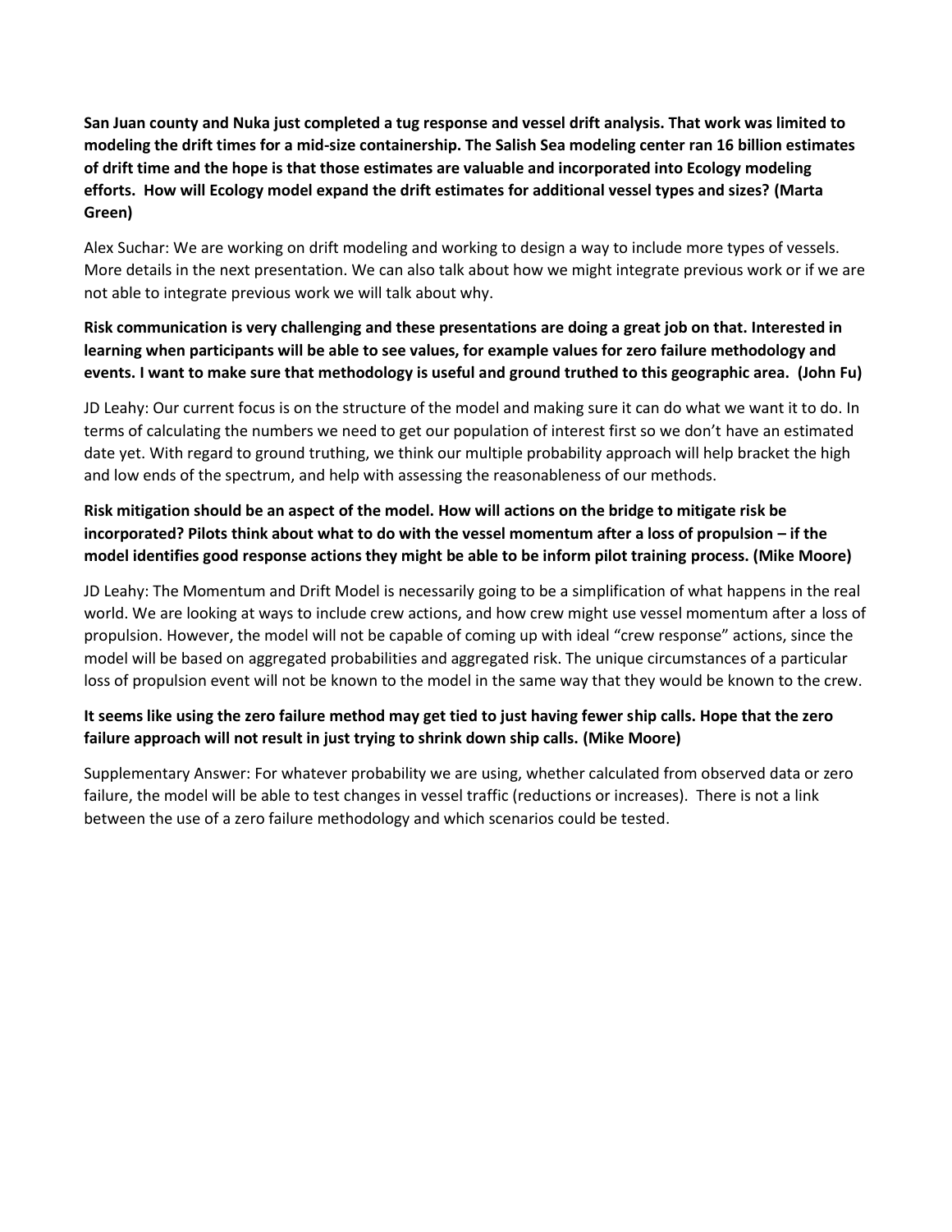**San Juan county and Nuka just completed a tug response and vessel drift analysis. That work was limited to modeling the drift times for a mid-size containership. The Salish Sea modeling center ran 16 billion estimates of drift time and the hope is that those estimates are valuable and incorporated into Ecology modeling efforts. How will Ecology model expand the drift estimates for additional vessel types and sizes? (Marta Green)**

Alex Suchar: We are working on drift modeling and working to design a way to include more types of vessels. More details in the next presentation. We can also talk about how we might integrate previous work or if we are not able to integrate previous work we will talk about why.

**Risk communication is very challenging and these presentations are doing a great job on that. Interested in learning when participants will be able to see values, for example values for zero failure methodology and events. I want to make sure that methodology is useful and ground truthed to this geographic area. (John Fu)**

JD Leahy: Our current focus is on the structure of the model and making sure it can do what we want it to do. In terms of calculating the numbers we need to get our population of interest first so we don't have an estimated date yet. With regard to ground truthing, we think our multiple probability approach will help bracket the high and low ends of the spectrum, and help with assessing the reasonableness of our methods.

**Risk mitigation should be an aspect of the model. How will actions on the bridge to mitigate risk be incorporated? Pilots think about what to do with the vessel momentum after a loss of propulsion – if the model identifies good response actions they might be able to be inform pilot training process. (Mike Moore)**

JD Leahy: The Momentum and Drift Model is necessarily going to be a simplification of what happens in the real world. We are looking at ways to include crew actions, and how crew might use vessel momentum after a loss of propulsion. However, the model will not be capable of coming up with ideal "crew response" actions, since the model will be based on aggregated probabilities and aggregated risk. The unique circumstances of a particular loss of propulsion event will not be known to the model in the same way that they would be known to the crew.

**It seems like using the zero failure method may get tied to just having fewer ship calls. Hope that the zero failure approach will not result in just trying to shrink down ship calls. (Mike Moore)**

Supplementary Answer: For whatever probability we are using, whether calculated from observed data or zero failure, the model will be able to test changes in vessel traffic (reductions or increases). There is not a link between the use of a zero failure methodology and which scenarios could be tested.